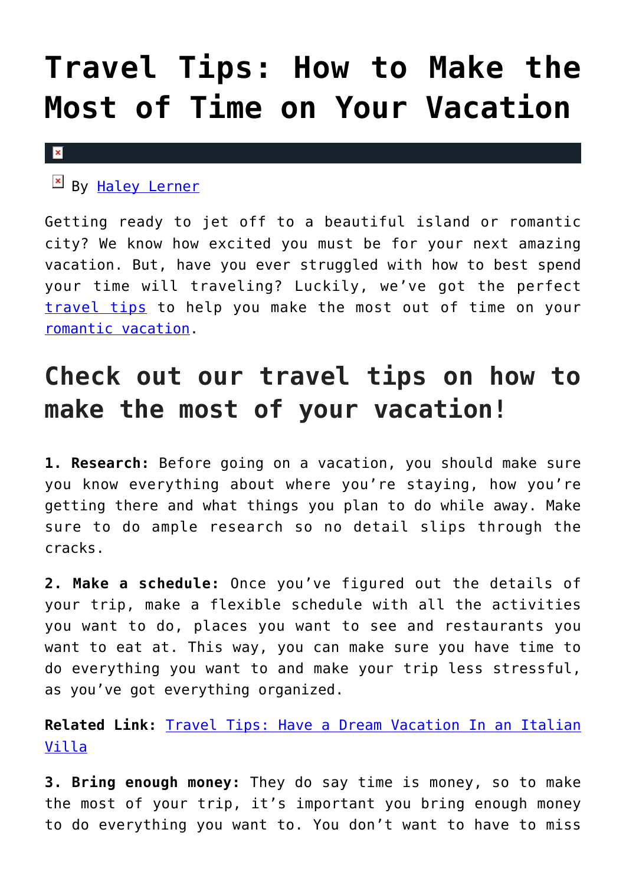# Travel Tips: How to Make the Most of Time on Your Vacation

By Haley Lerner

Getting ready to jet off to a beautiful island or romantic city? We know how excited you must be for your next amazing vacation. But, have you ever struggled with how to best spend your time will traveling? Luckily, we've got the perfect travel tips to help you make the most out of time on your romantic vacation.

## Check out our travel tips on how to make the most of your vacation!

**1. Research:** Before going on a vacation, you should make sure you know everything about where you're staying, how you're getting there and what things you plan to do while away. Make sure to do ample research so no detail slips through the cracks.

**2. Make a schedule:** Once you've figured out the details of your trip, make a flexible schedule with all the activities you want to do, places you want to see and restaurants you want to eat at. This way, you can make sure you have time to do everything you want to and make your trip less stressful, as you've got everything organized.

**Related Link:** Travel Tips: Have a Dream Vacation In an Italian Villa

**3. Bring enough money:** They do say time is money, so to make the most of your trip, it's important you bring enough money to do everything you want to. You don't want to have to miss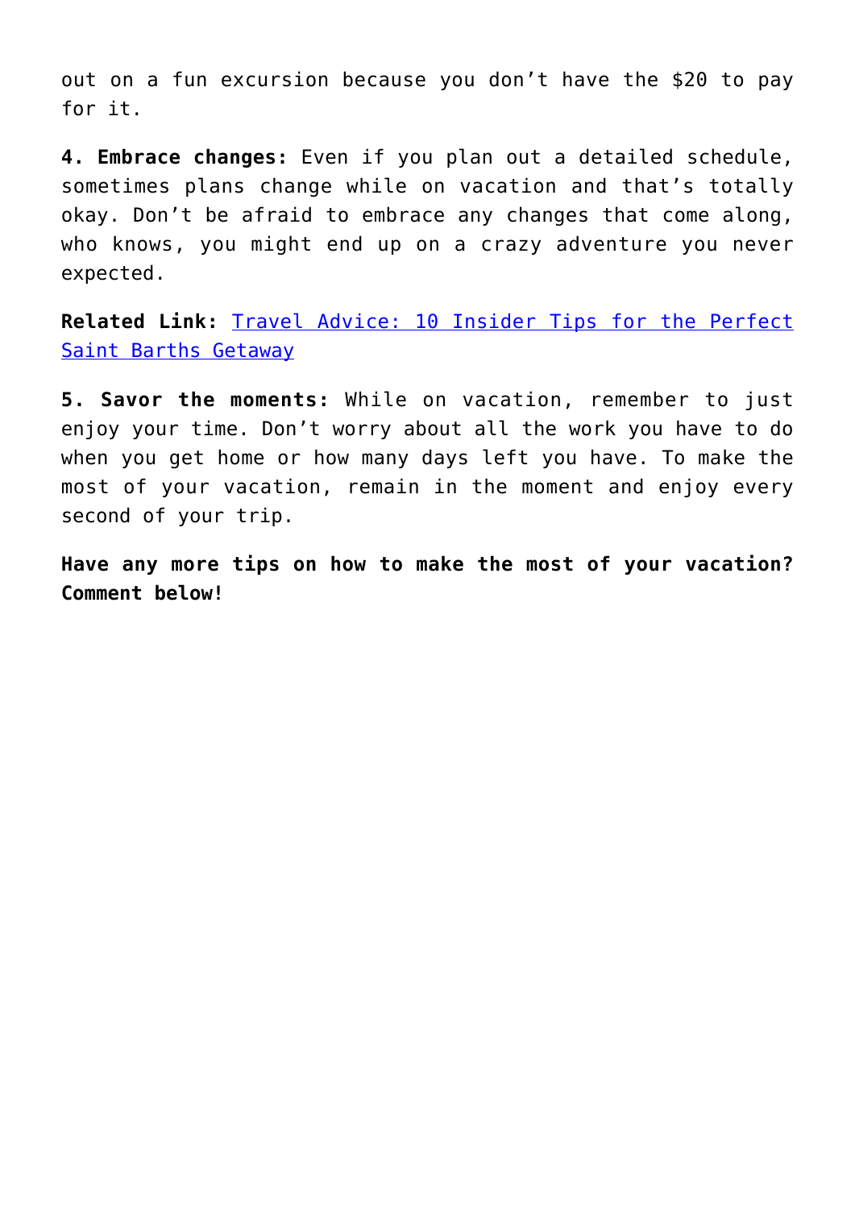out on a fun excursion because you don't have the $20 to pay for it.

**4. Embrace changes:** Even if you plan out a detailed schedule, sometimes plans change while on vacation and that's totally okay. Don't be afraid to embrace any changes that come along, who knows, you might end up on a crazy adventure you never expected.

**Related Link:** Travel Advice: 10 Insider Tips for the Perfect Saint Barths Getaway

**5. Savor the moments:** While on vacation, remember to just enjoy your time. Don't worry about all the work you have to do when you get home or how many days left you have. To make the most of your vacation, remain in the moment and enjoy every second of your trip.

**Have any more tips on how to make the most of your vacation? Comment below!**